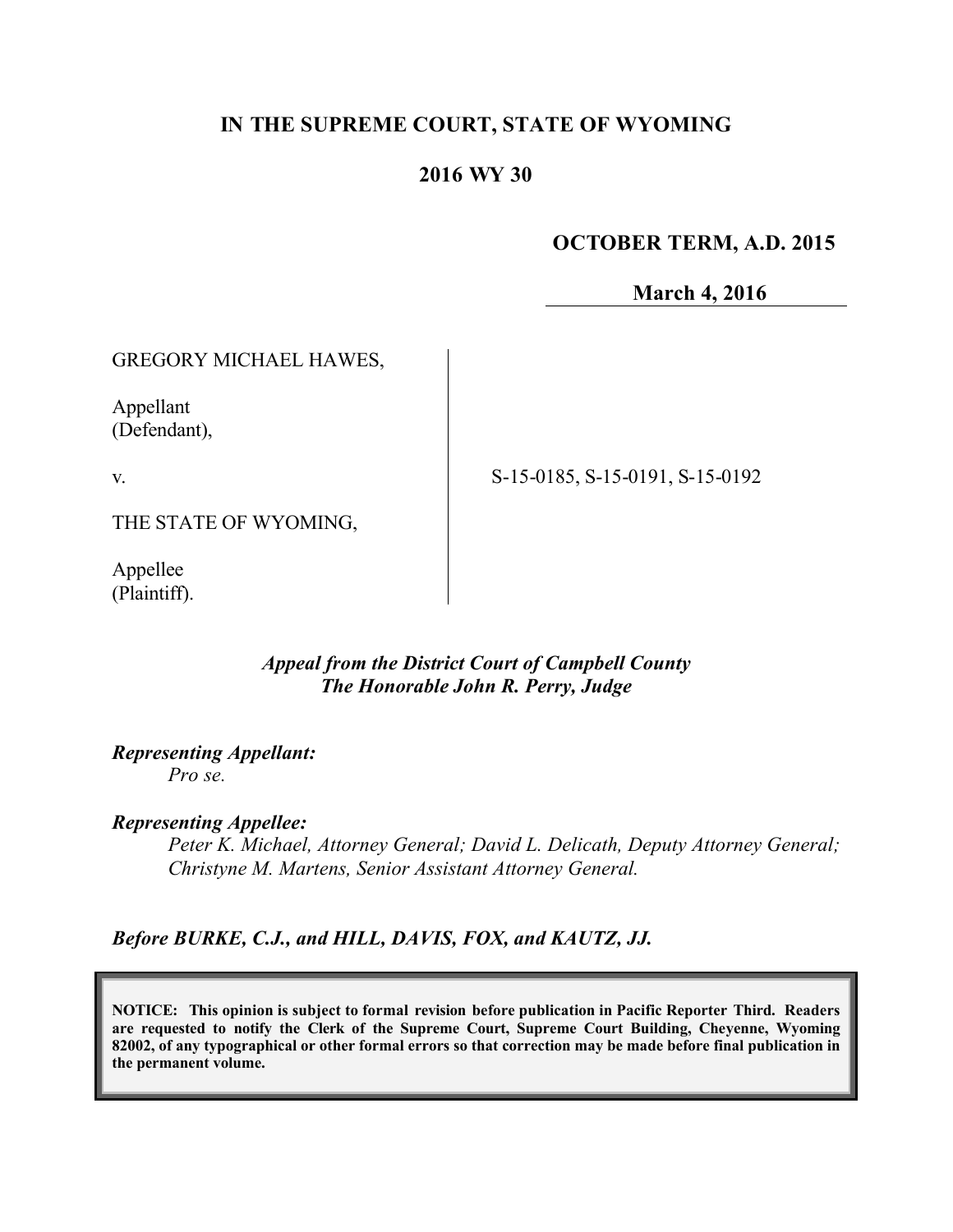# IN THE SUPREME COURT, STATE OF WYOMING

## 2016 WY 30

**OCTOBER TERM, A.D. 2015**

**March 4, 2016**

GREGORY MICHAEL HAWES,

Appellant
(Defendant),

v.

THE STATE OF WYOMING,

Appellee
(Plaintiff).

S-15-0185, S-15-0191, S-15-0192

*Appeal from the District Court of Campbell County*
*The Honorable John R. Perry, Judge*

***Representing Appellant:***
*Pro se.*

***Representing Appellee:***
*Peter K. Michael, Attorney General; David L. Delicath, Deputy Attorney General; Christyne M. Martens, Senior Assistant Attorney General.*

***Before BURKE, C.J., and HILL, DAVIS, FOX, and KAUTZ, JJ.***

**NOTICE: This opinion is subject to formal revision before publication in Pacific Reporter Third. Readers are requested to notify the Clerk of the Supreme Court, Supreme Court Building, Cheyenne, Wyoming 82002, of any typographical or other formal errors so that correction may be made before final publication in the permanent volume.**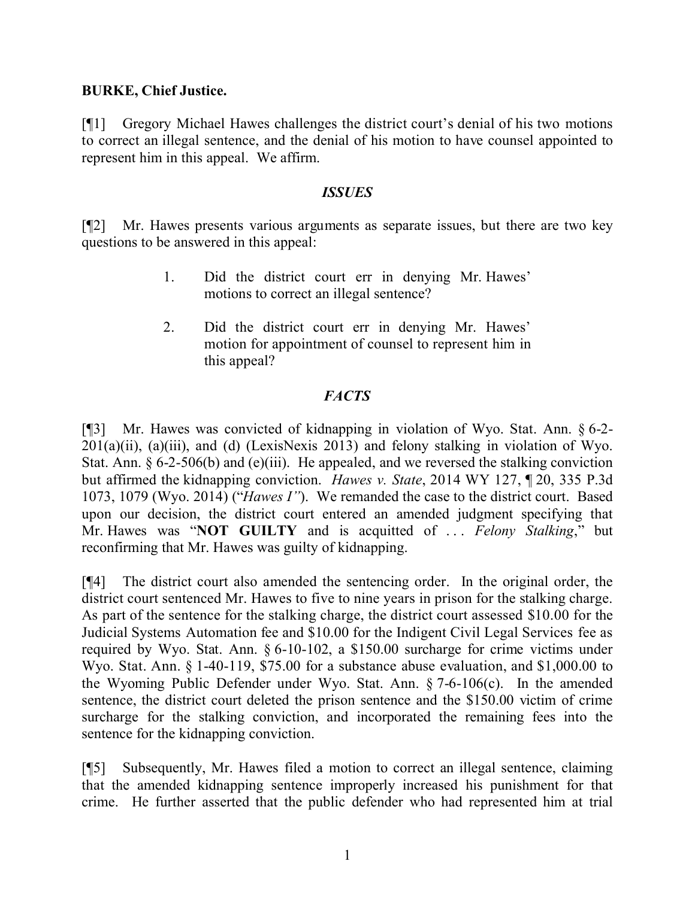**BURKE, Chief Justice.**

[¶1] Gregory Michael Hawes challenges the district court's denial of his two motions to correct an illegal sentence, and the denial of his motion to have counsel appointed to represent him in this appeal. We affirm.

### *ISSUES*

[¶2] Mr. Hawes presents various arguments as separate issues, but there are two key questions to be answered in this appeal:

> 1. Did the district court err in denying Mr. Hawes' motions to correct an illegal sentence?
>
> 2. Did the district court err in denying Mr. Hawes' motion for appointment of counsel to represent him in this appeal?

### *FACTS*

[¶3] Mr. Hawes was convicted of kidnapping in violation of Wyo. Stat. Ann. § 6-2-201(a)(ii), (a)(iii), and (d) (LexisNexis 2013) and felony stalking in violation of Wyo. Stat. Ann. § 6-2-506(b) and (e)(iii). He appealed, and we reversed the stalking conviction but affirmed the kidnapping conviction. *Hawes v. State*, 2014 WY 127, ¶ 20, 335 P.3d 1073, 1079 (Wyo. 2014) ("*Hawes I"*). We remanded the case to the district court. Based upon our decision, the district court entered an amended judgment specifying that Mr. Hawes was "**NOT GUILTY** and is acquitted of . . . *Felony Stalking*," but reconfirming that Mr. Hawes was guilty of kidnapping.

[¶4] The district court also amended the sentencing order. In the original order, the district court sentenced Mr. Hawes to five to nine years in prison for the stalking charge. As part of the sentence for the stalking charge, the district court assessed $10.00 for the Judicial Systems Automation fee and $10.00 for the Indigent Civil Legal Services fee as required by Wyo. Stat. Ann. § 6-10-102, a $150.00 surcharge for crime victims under Wyo. Stat. Ann. § 1-40-119, $75.00 for a substance abuse evaluation, and $1,000.00 to the Wyoming Public Defender under Wyo. Stat. Ann. § 7-6-106(c). In the amended sentence, the district court deleted the prison sentence and the $150.00 victim of crime surcharge for the stalking conviction, and incorporated the remaining fees into the sentence for the kidnapping conviction.

[¶5] Subsequently, Mr. Hawes filed a motion to correct an illegal sentence, claiming that the amended kidnapping sentence improperly increased his punishment for that crime. He further asserted that the public defender who had represented him at trial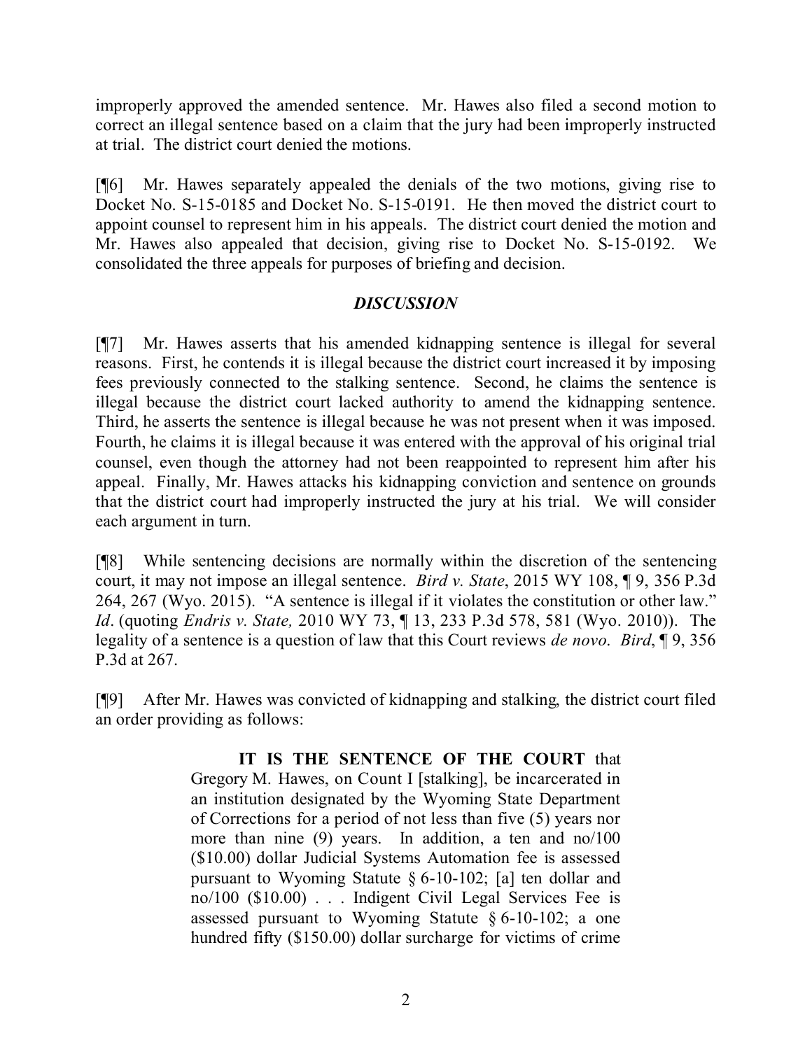improperly approved the amended sentence. Mr. Hawes also filed a second motion to correct an illegal sentence based on a claim that the jury had been improperly instructed at trial. The district court denied the motions.

[¶6] Mr. Hawes separately appealed the denials of the two motions, giving rise to Docket No. S-15-0185 and Docket No. S-15-0191. He then moved the district court to appoint counsel to represent him in his appeals. The district court denied the motion and Mr. Hawes also appealed that decision, giving rise to Docket No. S-15-0192. We consolidated the three appeals for purposes of briefing and decision.

## *DISCUSSION*

[¶7] Mr. Hawes asserts that his amended kidnapping sentence is illegal for several reasons. First, he contends it is illegal because the district court increased it by imposing fees previously connected to the stalking sentence. Second, he claims the sentence is illegal because the district court lacked authority to amend the kidnapping sentence. Third, he asserts the sentence is illegal because he was not present when it was imposed. Fourth, he claims it is illegal because it was entered with the approval of his original trial counsel, even though the attorney had not been reappointed to represent him after his appeal. Finally, Mr. Hawes attacks his kidnapping conviction and sentence on grounds that the district court had improperly instructed the jury at his trial. We will consider each argument in turn.

[¶8] While sentencing decisions are normally within the discretion of the sentencing court, it may not impose an illegal sentence. *Bird v. State*, 2015 WY 108, ¶ 9, 356 P.3d 264, 267 (Wyo. 2015). "A sentence is illegal if it violates the constitution or other law." *Id*. (quoting *Endris v. State,* 2010 WY 73, ¶ 13, 233 P.3d 578, 581 (Wyo. 2010)). The legality of a sentence is a question of law that this Court reviews *de novo*. *Bird*, ¶ 9, 356 P.3d at 267.

[¶9] After Mr. Hawes was convicted of kidnapping and stalking, the district court filed an order providing as follows:

> **IT IS THE SENTENCE OF THE COURT** that Gregory M. Hawes, on Count I [stalking], be incarcerated in an institution designated by the Wyoming State Department of Corrections for a period of not less than five (5) years nor more than nine (9) years. In addition, a ten and no/100 ($10.00) dollar Judicial Systems Automation fee is assessed pursuant to Wyoming Statute § 6-10-102; [a] ten dollar and no/100 ($10.00) . . . Indigent Civil Legal Services Fee is assessed pursuant to Wyoming Statute § 6-10-102; a one hundred fifty ($150.00) dollar surcharge for victims of crime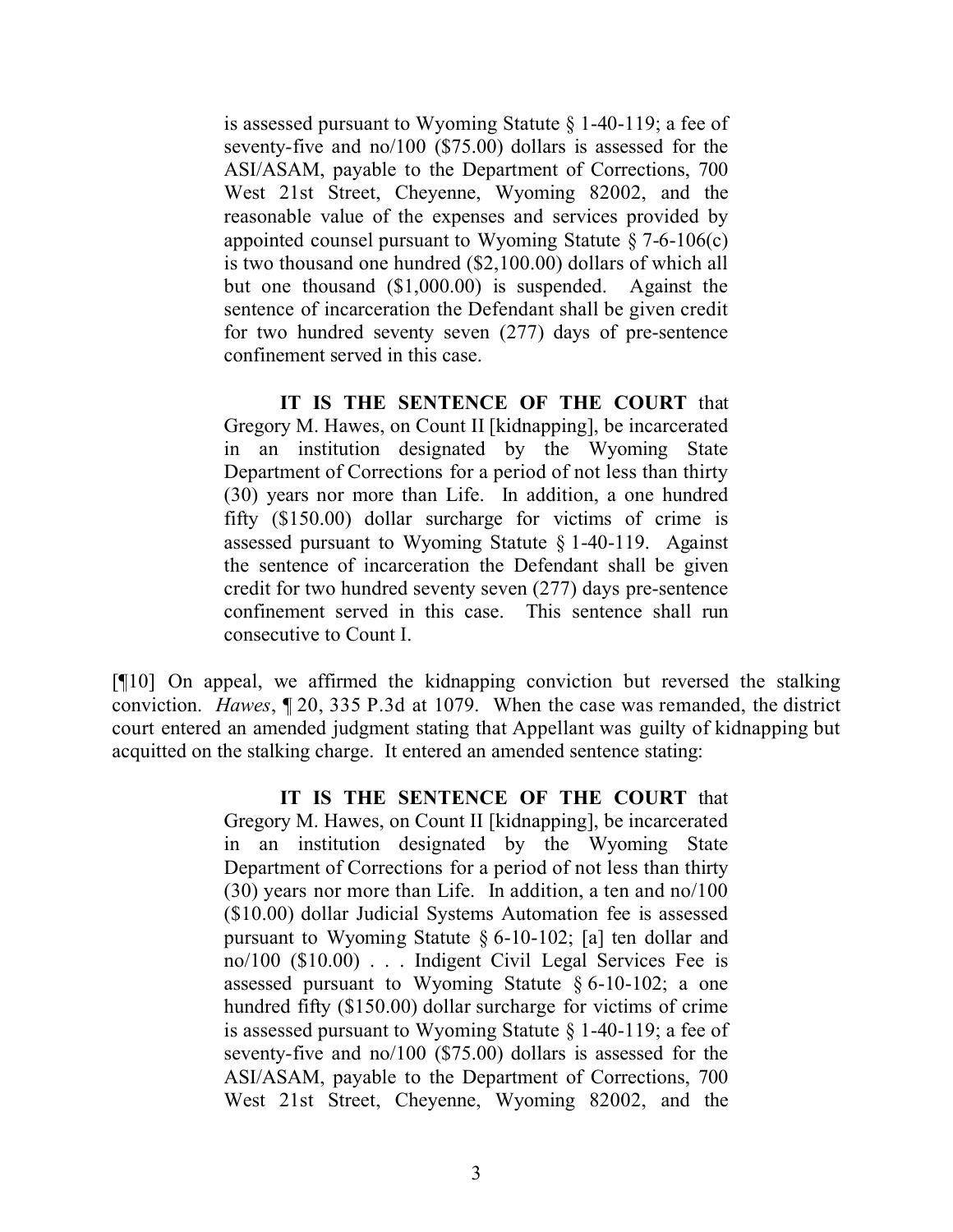is assessed pursuant to Wyoming Statute § 1-40-119; a fee of seventy-five and no/100 ($75.00) dollars is assessed for the ASI/ASAM, payable to the Department of Corrections, 700 West 21st Street, Cheyenne, Wyoming 82002, and the reasonable value of the expenses and services provided by appointed counsel pursuant to Wyoming Statute § 7-6-106(c) is two thousand one hundred ($2,100.00) dollars of which all but one thousand ($1,000.00) is suspended. Against the sentence of incarceration the Defendant shall be given credit for two hundred seventy seven (277) days of pre-sentence confinement served in this case.

> **IT IS THE SENTENCE OF THE COURT** that Gregory M. Hawes, on Count II [kidnapping], be incarcerated in an institution designated by the Wyoming State Department of Corrections for a period of not less than thirty (30) years nor more than Life. In addition, a one hundred fifty ($150.00) dollar surcharge for victims of crime is assessed pursuant to Wyoming Statute § 1-40-119. Against the sentence of incarceration the Defendant shall be given credit for two hundred seventy seven (277) days pre-sentence confinement served in this case. This sentence shall run consecutive to Count I.

[¶10] On appeal, we affirmed the kidnapping conviction but reversed the stalking conviction. *Hawes*, ¶ 20, 335 P.3d at 1079. When the case was remanded, the district court entered an amended judgment stating that Appellant was guilty of kidnapping but acquitted on the stalking charge. It entered an amended sentence stating:

> **IT IS THE SENTENCE OF THE COURT** that Gregory M. Hawes, on Count II [kidnapping], be incarcerated in an institution designated by the Wyoming State Department of Corrections for a period of not less than thirty (30) years nor more than Life. In addition, a ten and no/100 ($10.00) dollar Judicial Systems Automation fee is assessed pursuant to Wyoming Statute § 6-10-102; [a] ten dollar and no/100 ($10.00) . . . Indigent Civil Legal Services Fee is assessed pursuant to Wyoming Statute § 6-10-102; a one hundred fifty ($150.00) dollar surcharge for victims of crime is assessed pursuant to Wyoming Statute § 1-40-119; a fee of seventy-five and no/100 ($75.00) dollars is assessed for the ASI/ASAM, payable to the Department of Corrections, 700 West 21st Street, Cheyenne, Wyoming 82002, and the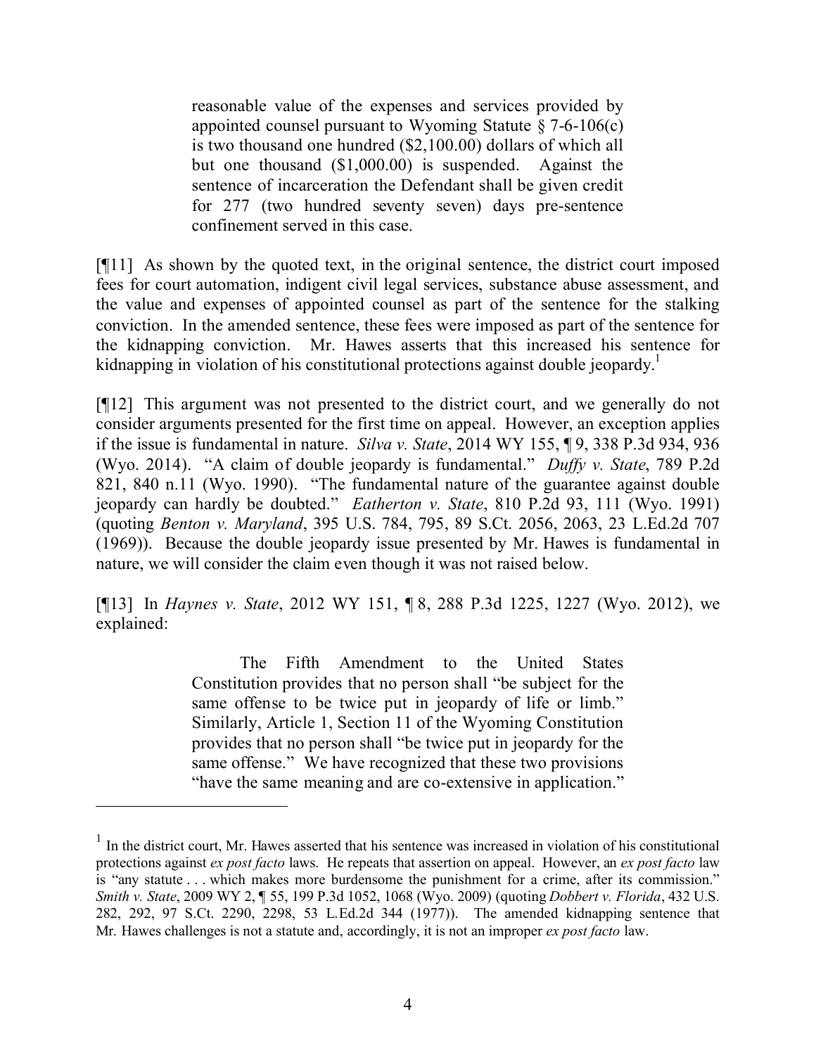> reasonable value of the expenses and services provided by appointed counsel pursuant to Wyoming Statute § 7-6-106(c) is two thousand one hundred ($2,100.00) dollars of which all but one thousand ($1,000.00) is suspended. Against the sentence of incarceration the Defendant shall be given credit for 277 (two hundred seventy seven) days pre-sentence confinement served in this case.

[¶11] As shown by the quoted text, in the original sentence, the district court imposed fees for court automation, indigent civil legal services, substance abuse assessment, and the value and expenses of appointed counsel as part of the sentence for the stalking conviction. In the amended sentence, these fees were imposed as part of the sentence for the kidnapping conviction. Mr. Hawes asserts that this increased his sentence for kidnapping in violation of his constitutional protections against double jeopardy.[1]

[¶12] This argument was not presented to the district court, and we generally do not consider arguments presented for the first time on appeal. However, an exception applies if the issue is fundamental in nature. *Silva v. State*, 2014 WY 155, ¶ 9, 338 P.3d 934, 936 (Wyo. 2014). "A claim of double jeopardy is fundamental." *Duffy v. State*, 789 P.2d 821, 840 n.11 (Wyo. 1990). "The fundamental nature of the guarantee against double jeopardy can hardly be doubted." *Eatherton v. State*, 810 P.2d 93, 111 (Wyo. 1991) (quoting *Benton v. Maryland*, 395 U.S. 784, 795, 89 S.Ct. 2056, 2063, 23 L.Ed.2d 707 (1969)). Because the double jeopardy issue presented by Mr. Hawes is fundamental in nature, we will consider the claim even though it was not raised below.

[¶13] In *Haynes v. State*, 2012 WY 151, ¶ 8, 288 P.3d 1225, 1227 (Wyo. 2012), we explained:

> The Fifth Amendment to the United States Constitution provides that no person shall "be subject for the same offense to be twice put in jeopardy of life or limb." Similarly, Article 1, Section 11 of the Wyoming Constitution provides that no person shall "be twice put in jeopardy for the same offense." We have recognized that these two provisions "have the same meaning and are co-extensive in application."

---

[1] In the district court, Mr. Hawes asserted that his sentence was increased in violation of his constitutional protections against *ex post facto* laws. He repeats that assertion on appeal. However, an *ex post facto* law is "any statute . . . which makes more burdensome the punishment for a crime, after its commission." *Smith v. State*, 2009 WY 2, ¶ 55, 199 P.3d 1052, 1068 (Wyo. 2009) (quoting *Dobbert v. Florida*, 432 U.S. 282, 292, 97 S.Ct. 2290, 2298, 53 L.Ed.2d 344 (1977)). The amended kidnapping sentence that Mr. Hawes challenges is not a statute and, accordingly, it is not an improper *ex post facto* law.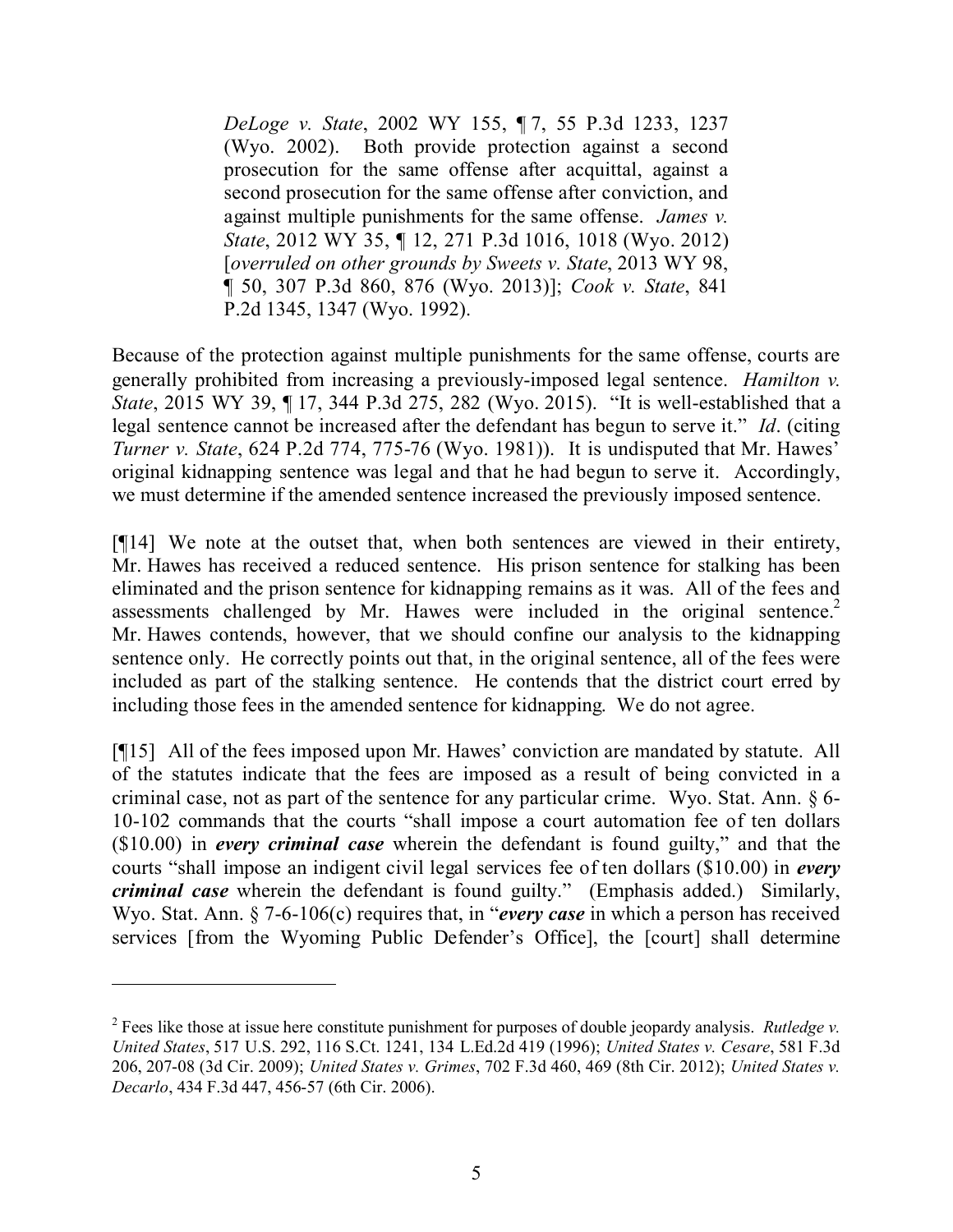> *DeLoge v. State*, 2002 WY 155, ¶ 7, 55 P.3d 1233, 1237 (Wyo. 2002). Both provide protection against a second prosecution for the same offense after acquittal, against a second prosecution for the same offense after conviction, and against multiple punishments for the same offense. *James v. State*, 2012 WY 35, ¶ 12, 271 P.3d 1016, 1018 (Wyo. 2012) [*overruled on other grounds by Sweets v. State*, 2013 WY 98, ¶ 50, 307 P.3d 860, 876 (Wyo. 2013)]; *Cook v. State*, 841 P.2d 1345, 1347 (Wyo. 1992).

Because of the protection against multiple punishments for the same offense, courts are generally prohibited from increasing a previously-imposed legal sentence. *Hamilton v. State*, 2015 WY 39, ¶ 17, 344 P.3d 275, 282 (Wyo. 2015). "It is well-established that a legal sentence cannot be increased after the defendant has begun to serve it." *Id*. (citing *Turner v. State*, 624 P.2d 774, 775-76 (Wyo. 1981)). It is undisputed that Mr. Hawes' original kidnapping sentence was legal and that he had begun to serve it. Accordingly, we must determine if the amended sentence increased the previously imposed sentence.

[¶14] We note at the outset that, when both sentences are viewed in their entirety, Mr. Hawes has received a reduced sentence. His prison sentence for stalking has been eliminated and the prison sentence for kidnapping remains as it was. All of the fees and assessments challenged by Mr. Hawes were included in the original sentence.[2] Mr. Hawes contends, however, that we should confine our analysis to the kidnapping sentence only. He correctly points out that, in the original sentence, all of the fees were included as part of the stalking sentence. He contends that the district court erred by including those fees in the amended sentence for kidnapping. We do not agree.

[¶15] All of the fees imposed upon Mr. Hawes' conviction are mandated by statute. All of the statutes indicate that the fees are imposed as a result of being convicted in a criminal case, not as part of the sentence for any particular crime. Wyo. Stat. Ann. § 6-10-102 commands that the courts "shall impose a court automation fee of ten dollars ($10.00) in ***every criminal case*** wherein the defendant is found guilty," and that the courts "shall impose an indigent civil legal services fee of ten dollars ($10.00) in ***every criminal case*** wherein the defendant is found guilty." (Emphasis added.) Similarly, Wyo. Stat. Ann. § 7-6-106(c) requires that, in "***every case*** in which a person has received services [from the Wyoming Public Defender's Office], the [court] shall determine

---

[2] Fees like those at issue here constitute punishment for purposes of double jeopardy analysis. *Rutledge v. United States*, 517 U.S. 292, 116 S.Ct. 1241, 134 L.Ed.2d 419 (1996); *United States v. Cesare*, 581 F.3d 206, 207-08 (3d Cir. 2009); *United States v. Grimes*, 702 F.3d 460, 469 (8th Cir. 2012); *United States v. Decarlo*, 434 F.3d 447, 456-57 (6th Cir. 2006).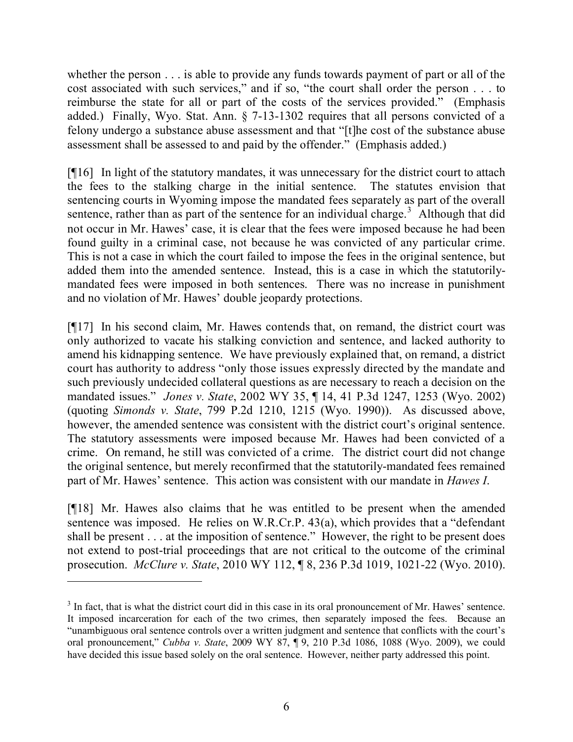whether the person . . . is able to provide any funds towards payment of part or all of the cost associated with such services," and if so, "the court shall order the person . . . to reimburse the state for all or part of the costs of the services provided." (Emphasis added.) Finally, Wyo. Stat. Ann. § 7-13-1302 requires that all persons convicted of a felony undergo a substance abuse assessment and that "[t]he cost of the substance abuse assessment shall be assessed to and paid by the offender." (Emphasis added.)

[¶16] In light of the statutory mandates, it was unnecessary for the district court to attach the fees to the stalking charge in the initial sentence. The statutes envision that sentencing courts in Wyoming impose the mandated fees separately as part of the overall sentence, rather than as part of the sentence for an individual charge.[3] Although that did not occur in Mr. Hawes' case, it is clear that the fees were imposed because he had been found guilty in a criminal case, not because he was convicted of any particular crime. This is not a case in which the court failed to impose the fees in the original sentence, but added them into the amended sentence. Instead, this is a case in which the statutorily-mandated fees were imposed in both sentences. There was no increase in punishment and no violation of Mr. Hawes' double jeopardy protections.

[¶17] In his second claim, Mr. Hawes contends that, on remand, the district court was only authorized to vacate his stalking conviction and sentence, and lacked authority to amend his kidnapping sentence. We have previously explained that, on remand, a district court has authority to address "only those issues expressly directed by the mandate and such previously undecided collateral questions as are necessary to reach a decision on the mandated issues." *Jones v. State*, 2002 WY 35, ¶ 14, 41 P.3d 1247, 1253 (Wyo. 2002) (quoting *Simonds v. State*, 799 P.2d 1210, 1215 (Wyo. 1990)). As discussed above, however, the amended sentence was consistent with the district court's original sentence. The statutory assessments were imposed because Mr. Hawes had been convicted of a crime. On remand, he still was convicted of a crime. The district court did not change the original sentence, but merely reconfirmed that the statutorily-mandated fees remained part of Mr. Hawes' sentence. This action was consistent with our mandate in *Hawes I*.

[¶18] Mr. Hawes also claims that he was entitled to be present when the amended sentence was imposed. He relies on W.R.Cr.P. 43(a), which provides that a "defendant shall be present . . . at the imposition of sentence." However, the right to be present does not extend to post-trial proceedings that are not critical to the outcome of the criminal prosecution. *McClure v. State*, 2010 WY 112, ¶ 8, 236 P.3d 1019, 1021-22 (Wyo. 2010).

---

[3] In fact, that is what the district court did in this case in its oral pronouncement of Mr. Hawes' sentence. It imposed incarceration for each of the two crimes, then separately imposed the fees. Because an "unambiguous oral sentence controls over a written judgment and sentence that conflicts with the court's oral pronouncement," *Cubba v. State*, 2009 WY 87, ¶ 9, 210 P.3d 1086, 1088 (Wyo. 2009), we could have decided this issue based solely on the oral sentence. However, neither party addressed this point.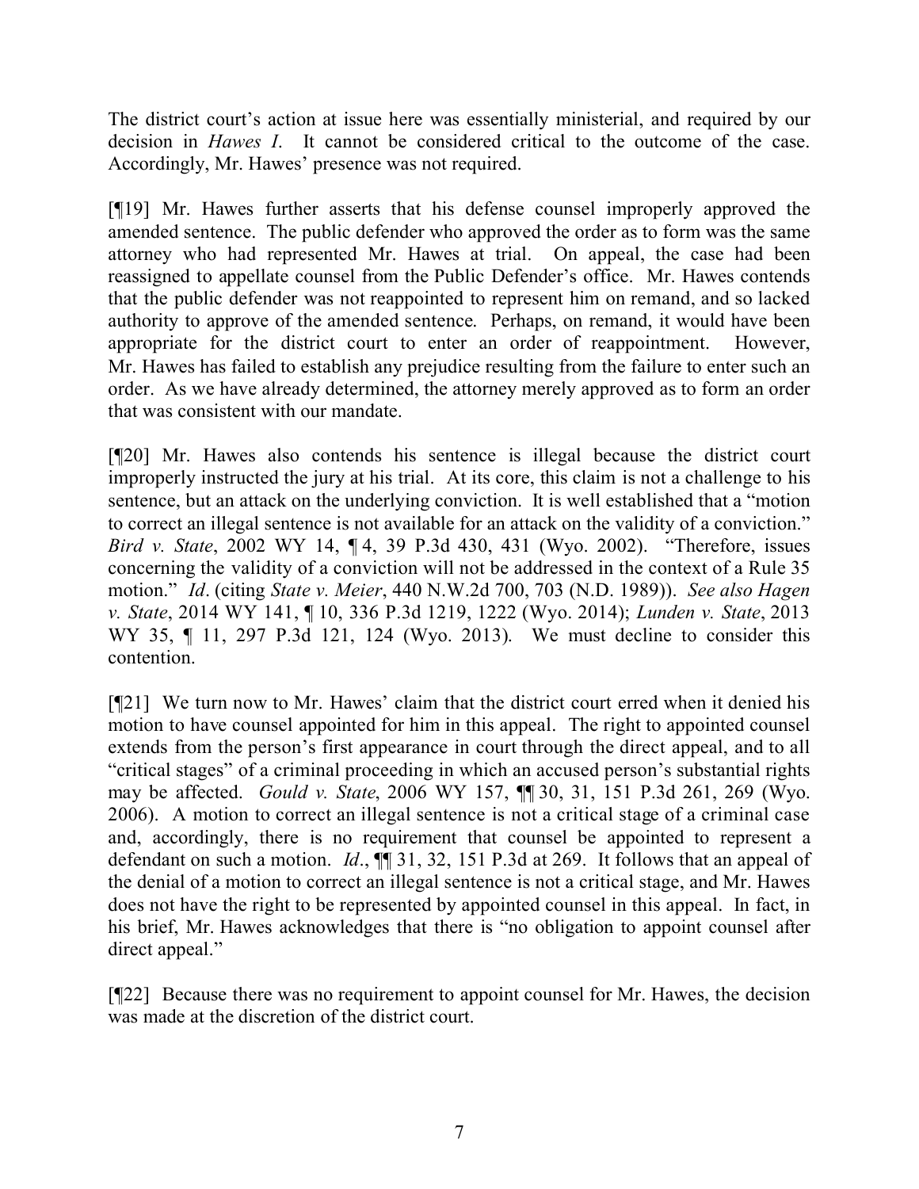The district court's action at issue here was essentially ministerial, and required by our decision in *Hawes I*. It cannot be considered critical to the outcome of the case. Accordingly, Mr. Hawes' presence was not required.

[¶19] Mr. Hawes further asserts that his defense counsel improperly approved the amended sentence. The public defender who approved the order as to form was the same attorney who had represented Mr. Hawes at trial. On appeal, the case had been reassigned to appellate counsel from the Public Defender's office. Mr. Hawes contends that the public defender was not reappointed to represent him on remand, and so lacked authority to approve of the amended sentence. Perhaps, on remand, it would have been appropriate for the district court to enter an order of reappointment. However, Mr. Hawes has failed to establish any prejudice resulting from the failure to enter such an order. As we have already determined, the attorney merely approved as to form an order that was consistent with our mandate.

[¶20] Mr. Hawes also contends his sentence is illegal because the district court improperly instructed the jury at his trial. At its core, this claim is not a challenge to his sentence, but an attack on the underlying conviction. It is well established that a "motion to correct an illegal sentence is not available for an attack on the validity of a conviction." *Bird v. State*, 2002 WY 14, ¶ 4, 39 P.3d 430, 431 (Wyo. 2002). "Therefore, issues concerning the validity of a conviction will not be addressed in the context of a Rule 35 motion." *Id*. (citing *State v. Meier*, 440 N.W.2d 700, 703 (N.D. 1989)). *See also Hagen v. State*, 2014 WY 141, ¶ 10, 336 P.3d 1219, 1222 (Wyo. 2014); *Lunden v. State*, 2013 WY 35, ¶ 11, 297 P.3d 121, 124 (Wyo. 2013). We must decline to consider this contention.

[¶21] We turn now to Mr. Hawes' claim that the district court erred when it denied his motion to have counsel appointed for him in this appeal. The right to appointed counsel extends from the person's first appearance in court through the direct appeal, and to all "critical stages" of a criminal proceeding in which an accused person's substantial rights may be affected. *Gould v. State*, 2006 WY 157, ¶¶ 30, 31, 151 P.3d 261, 269 (Wyo. 2006). A motion to correct an illegal sentence is not a critical stage of a criminal case and, accordingly, there is no requirement that counsel be appointed to represent a defendant on such a motion. *Id*., ¶¶ 31, 32, 151 P.3d at 269. It follows that an appeal of the denial of a motion to correct an illegal sentence is not a critical stage, and Mr. Hawes does not have the right to be represented by appointed counsel in this appeal. In fact, in his brief, Mr. Hawes acknowledges that there is "no obligation to appoint counsel after direct appeal."

[¶22] Because there was no requirement to appoint counsel for Mr. Hawes, the decision was made at the discretion of the district court.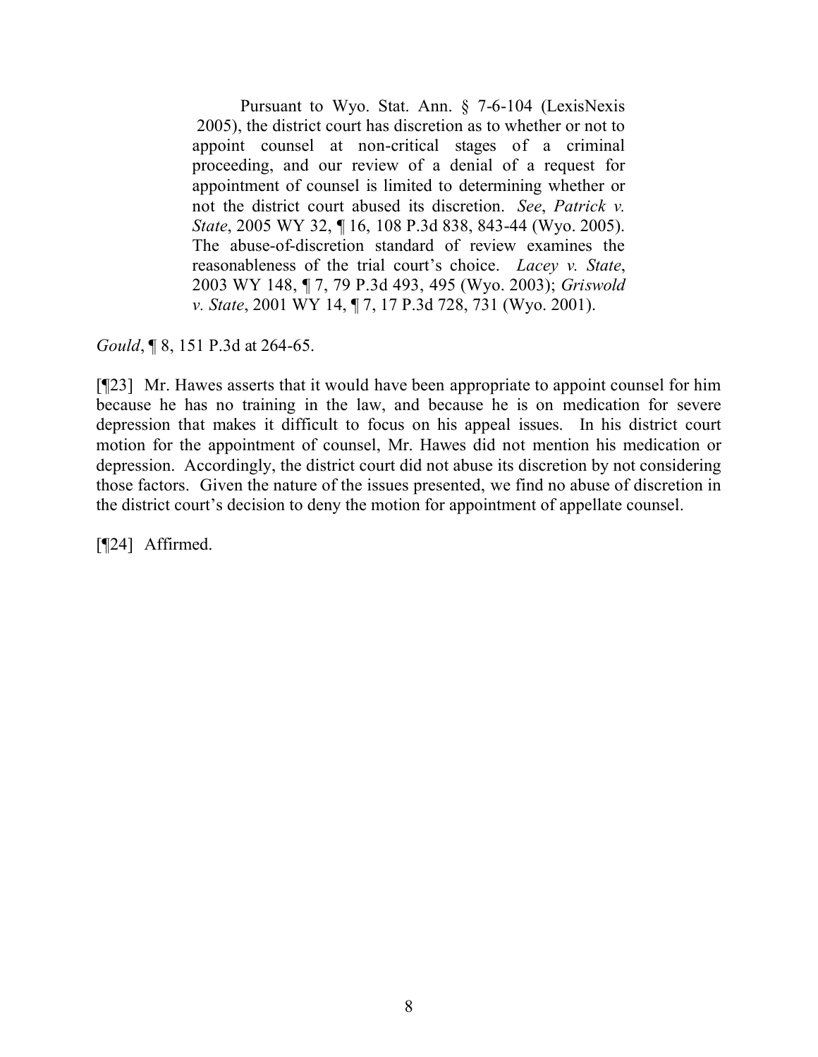> Pursuant to Wyo. Stat. Ann. § 7-6-104 (LexisNexis 2005), the district court has discretion as to whether or not to appoint counsel at non-critical stages of a criminal proceeding, and our review of a denial of a request for appointment of counsel is limited to determining whether or not the district court abused its discretion. *See*, *Patrick v. State*, 2005 WY 32, ¶ 16, 108 P.3d 838, 843-44 (Wyo. 2005). The abuse-of-discretion standard of review examines the reasonableness of the trial court's choice. *Lacey v. State*, 2003 WY 148, ¶ 7, 79 P.3d 493, 495 (Wyo. 2003); *Griswold v. State*, 2001 WY 14, ¶ 7, 17 P.3d 728, 731 (Wyo. 2001).

*Gould*, ¶ 8, 151 P.3d at 264-65.

[¶23] Mr. Hawes asserts that it would have been appropriate to appoint counsel for him because he has no training in the law, and because he is on medication for severe depression that makes it difficult to focus on his appeal issues. In his district court motion for the appointment of counsel, Mr. Hawes did not mention his medication or depression. Accordingly, the district court did not abuse its discretion by not considering those factors. Given the nature of the issues presented, we find no abuse of discretion in the district court's decision to deny the motion for appointment of appellate counsel.

[¶24] Affirmed.